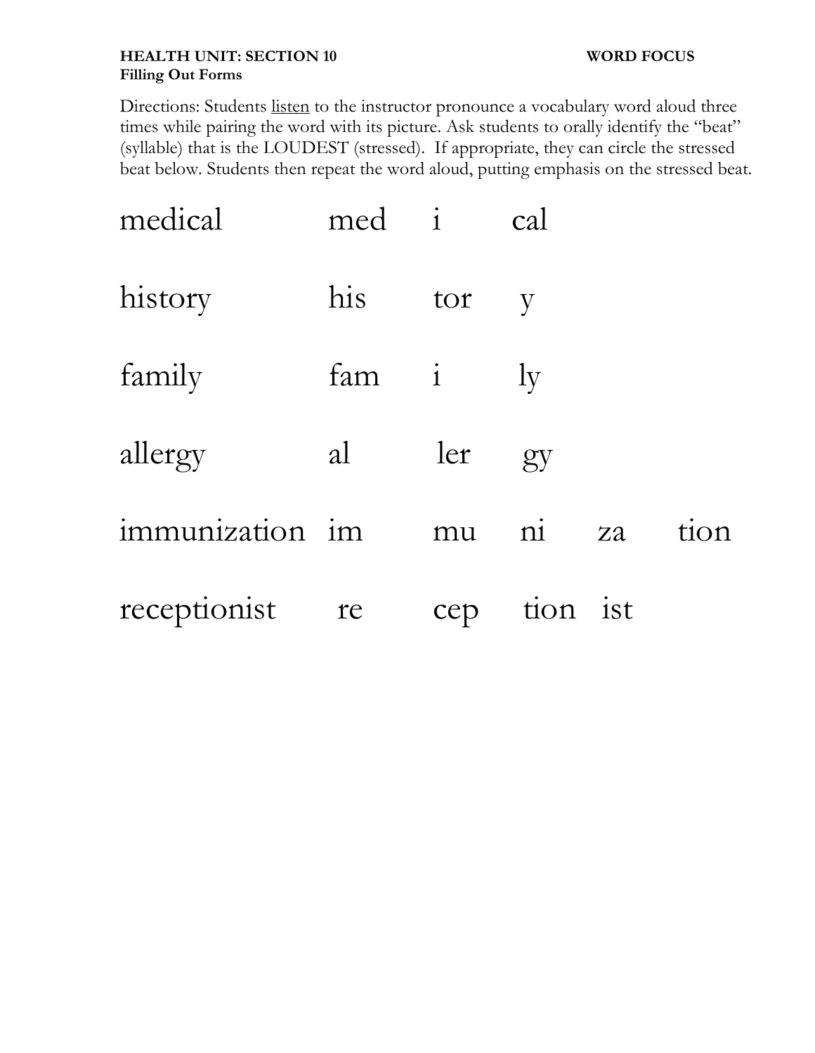**HEALTH UNIT: SECTION 10** **WORD FOCUS**

**Filling Out Forms**

Directions: Students <u>listen</u> to the instructor pronounce a vocabulary word aloud three times while pairing the word with its picture. Ask students to orally identify the "beat" (syllable) that is the LOUDEST (stressed). If appropriate, they can circle the stressed beat below. Students then repeat the word aloud, putting emphasis on the stressed beat.

| | | | | | |
|---|---|---|---|---|---|
| medical | med | i | cal | | |
| history | his | tor | y | | |
| family | fam | i | ly | | |
| allergy | al | ler | gy | | |
| immunization | im | mu | ni | za | tion |
| receptionist | re | cep | tion | ist | |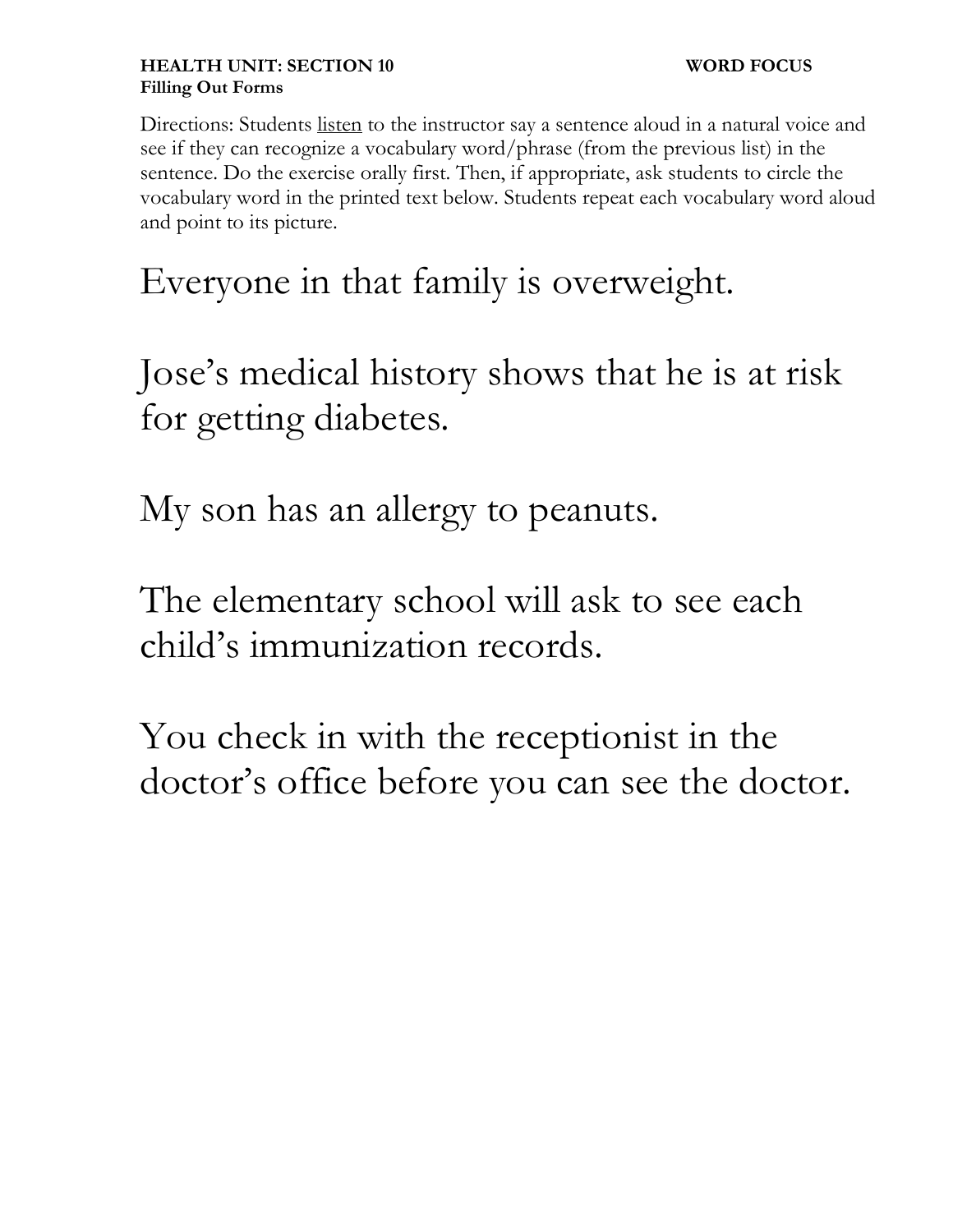**HEALTH UNIT: SECTION 10** **WORD FOCUS**
**Filling Out Forms**

Directions: Students listen to the instructor say a sentence aloud in a natural voice and see if they can recognize a vocabulary word/phrase (from the previous list) in the sentence. Do the exercise orally first. Then, if appropriate, ask students to circle the vocabulary word in the printed text below. Students repeat each vocabulary word aloud and point to its picture.

Everyone in that family is overweight.

Jose's medical history shows that he is at risk for getting diabetes.

My son has an allergy to peanuts.

The elementary school will ask to see each child's immunization records.

You check in with the receptionist in the doctor's office before you can see the doctor.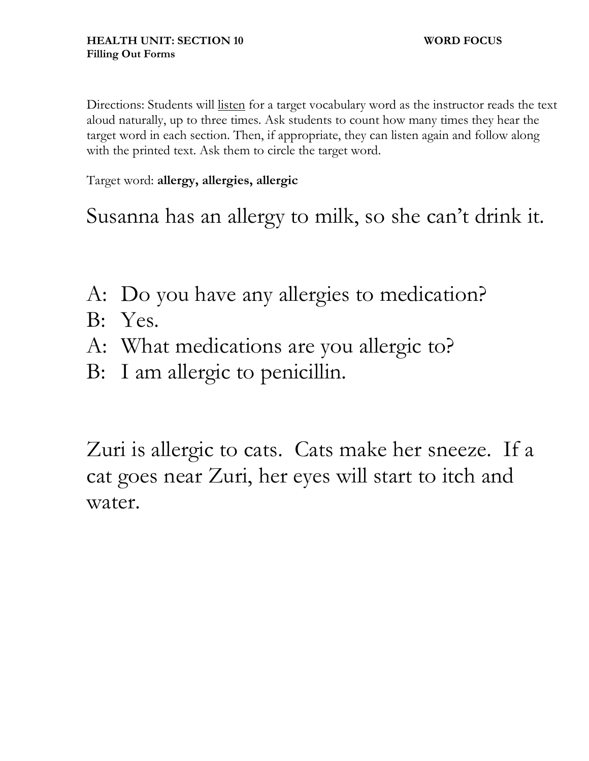**HEALTH UNIT: SECTION 10** **WORD FOCUS**
**Filling Out Forms**

Directions: Students will listen for a target vocabulary word as the instructor reads the text aloud naturally, up to three times. Ask students to count how many times they hear the target word in each section. Then, if appropriate, they can listen again and follow along with the printed text. Ask them to circle the target word.

Target word: **allergy, allergies, allergic**

Susanna has an allergy to milk, so she can't drink it.

A: Do you have any allergies to medication?
B: Yes.
A: What medications are you allergic to?
B: I am allergic to penicillin.

Zuri is allergic to cats. Cats make her sneeze. If a cat goes near Zuri, her eyes will start to itch and water.